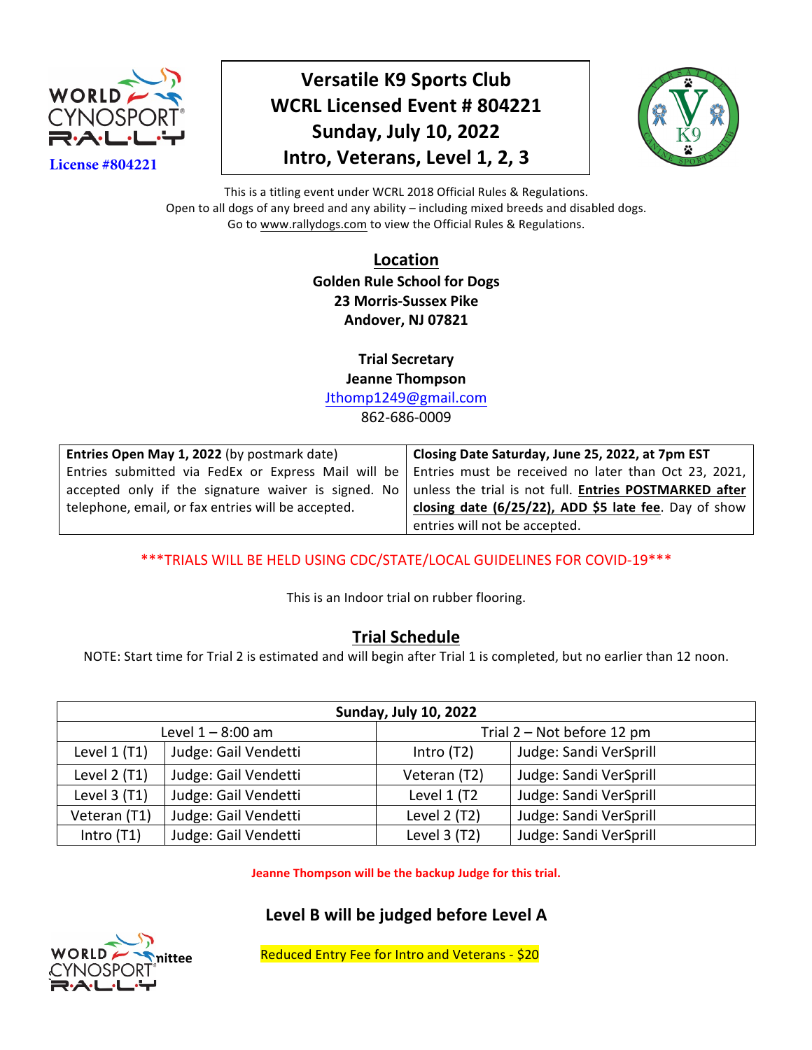WORLD CYNOSPORT RALLY

License #804221

# Versatile K9 Sports Club
# WCRL Licensed Event # 804221
# Sunday, July 10, 2022
# Intro, Veterans, Level 1, 2, 3

This is a titling event under WCRL 2018 Official Rules & Regulations.
Open to all dogs of any breed and any ability – including mixed breeds and disabled dogs.
Go to www.rallydogs.com to view the Official Rules & Regulations.

## Location

**Golden Rule School for Dogs**
**23 Morris-Sussex Pike**
**Andover, NJ 07821**

**Trial Secretary**
**Jeanne Thompson**
Jthomp1249@gmail.com
862-686-0009

| **Entries Open May 1, 2022** (by postmark date) Entries submitted via FedEx or Express Mail will be accepted only if the signature waiver is signed. No telephone, email, or fax entries will be accepted. | **Closing Date Saturday, June 25, 2022, at 7pm EST** Entries must be received no later than Oct 23, 2021, unless the trial is not full. **Entries POSTMARKED after closing date (6/25/22), ADD $5 late fee**. Day of show entries will not be accepted. |
|---|---|

***TRIALS WILL BE HELD USING CDC/STATE/LOCAL GUIDELINES FOR COVID-19***

This is an Indoor trial on rubber flooring.

## Trial Schedule

NOTE: Start time for Trial 2 is estimated and will begin after Trial 1 is completed, but no earlier than 12 noon.

| **Sunday, July 10, 2022** | | | |
|---|---|---|---|
| Level 1 – 8:00 am | | Trial 2 – Not before 12 pm | |
| Level 1 (T1) | Judge: Gail Vendetti | Intro (T2) | Judge: Sandi VerSprill |
| Level 2 (T1) | Judge: Gail Vendetti | Veteran (T2) | Judge: Sandi VerSprill |
| Level 3 (T1) | Judge: Gail Vendetti | Level 1 (T2 | Judge: Sandi VerSprill |
| Veteran (T1) | Judge: Gail Vendetti | Level 2 (T2) | Judge: Sandi VerSprill |
| Intro (T1) | Judge: Gail Vendetti | Level 3 (T2) | Judge: Sandi VerSprill |

**Jeanne Thompson will be the backup Judge for this trial.**

**Level B will be judged before Level A**

Reduced Entry Fee for Intro and Veterans - $20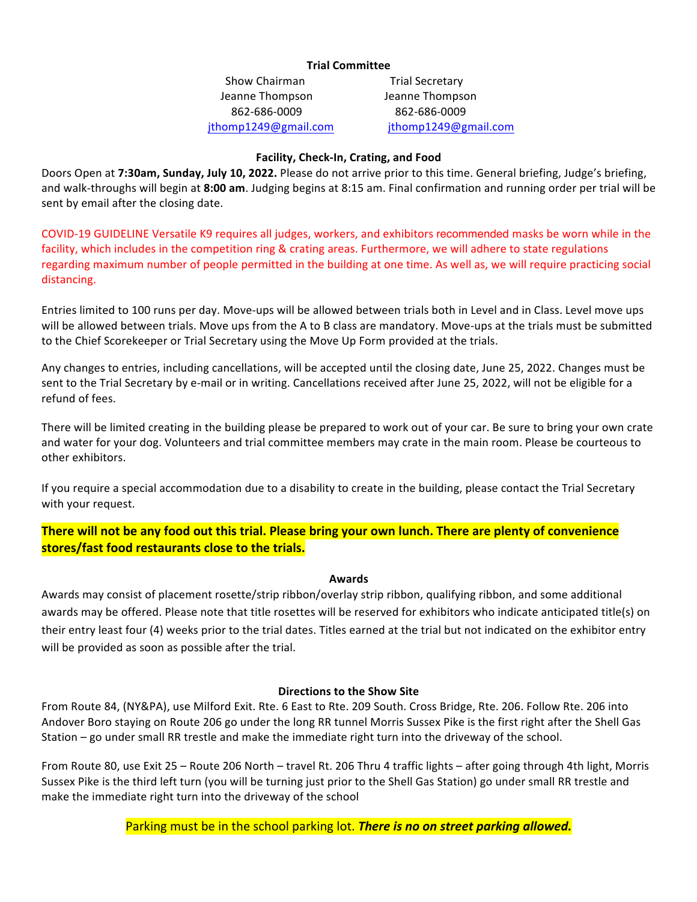## Trial Committee

| Show Chairman | Trial Secretary |
|---|---|
| Jeanne Thompson | Jeanne Thompson |
| 862-686-0009 | 862-686-0009 |
| jthomp1249@gmail.com | jthomp1249@gmail.com |

## Facility, Check-In, Crating, and Food

Doors Open at **7:30am, Sunday, July 10, 2022.** Please do not arrive prior to this time. General briefing, Judge's briefing, and walk-throughs will begin at **8:00 am**. Judging begins at 8:15 am. Final confirmation and running order per trial will be sent by email after the closing date.

COVID-19 GUIDELINE Versatile K9 requires all judges, workers, and exhibitors recommended masks be worn while in the facility, which includes in the competition ring & crating areas. Furthermore, we will adhere to state regulations regarding maximum number of people permitted in the building at one time. As well as, we will require practicing social distancing.

Entries limited to 100 runs per day. Move-ups will be allowed between trials both in Level and in Class. Level move ups will be allowed between trials. Move ups from the A to B class are mandatory. Move-ups at the trials must be submitted to the Chief Scorekeeper or Trial Secretary using the Move Up Form provided at the trials.

Any changes to entries, including cancellations, will be accepted until the closing date, June 25, 2022. Changes must be sent to the Trial Secretary by e-mail or in writing. Cancellations received after June 25, 2022, will not be eligible for a refund of fees.

There will be limited creating in the building please be prepared to work out of your car. Be sure to bring your own crate and water for your dog. Volunteers and trial committee members may crate in the main room. Please be courteous to other exhibitors.

If you require a special accommodation due to a disability to create in the building, please contact the Trial Secretary with your request.

**There will not be any food out this trial. Please bring your own lunch. There are plenty of convenience stores/fast food restaurants close to the trials.**

## Awards

Awards may consist of placement rosette/strip ribbon/overlay strip ribbon, qualifying ribbon, and some additional awards may be offered. Please note that title rosettes will be reserved for exhibitors who indicate anticipated title(s) on their entry least four (4) weeks prior to the trial dates. Titles earned at the trial but not indicated on the exhibitor entry will be provided as soon as possible after the trial.

## Directions to the Show Site

From Route 84, (NY&PA), use Milford Exit. Rte. 6 East to Rte. 209 South. Cross Bridge, Rte. 206. Follow Rte. 206 into Andover Boro staying on Route 206 go under the long RR tunnel Morris Sussex Pike is the first right after the Shell Gas Station – go under small RR trestle and make the immediate right turn into the driveway of the school.

From Route 80, use Exit 25 – Route 206 North – travel Rt. 206 Thru 4 traffic lights – after going through 4th light, Morris Sussex Pike is the third left turn (you will be turning just prior to the Shell Gas Station) go under small RR trestle and make the immediate right turn into the driveway of the school

Parking must be in the school parking lot. ***There is no on street parking allowed.***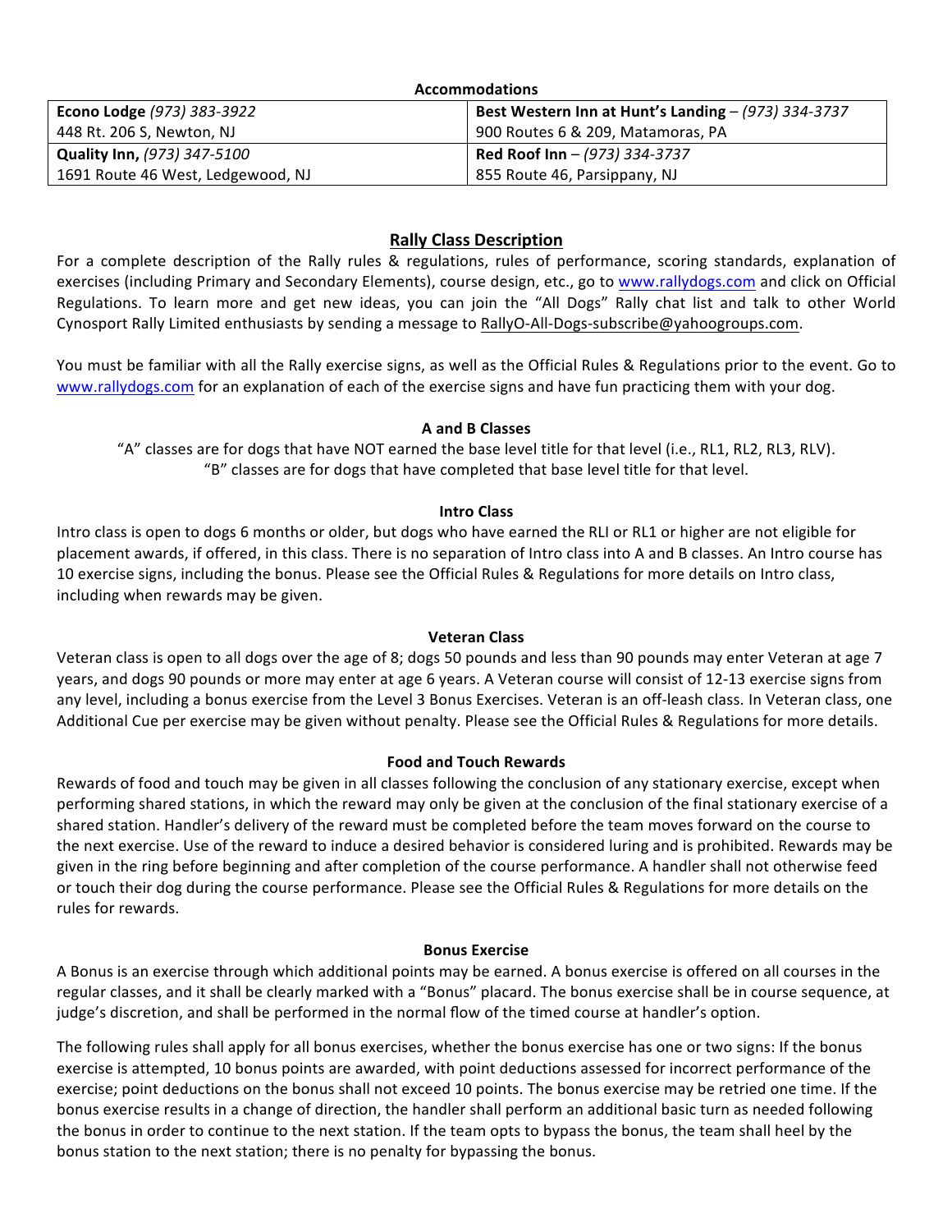**Accommodations**

| | |
|---|---|
| **Econo Lodge** *(973) 383-3922* | **Best Western Inn at Hunt's Landing** – *(973) 334-3737* |
| 448 Rt. 206 S, Newton, NJ | 900 Routes 6 & 209, Matamoras, PA |
| **Quality Inn,** *(973) 347-5100* | **Red Roof Inn** – *(973) 334-3737* |
| 1691 Route 46 West, Ledgewood, NJ | 855 Route 46, Parsippany, NJ |

## Rally Class Description

For a complete description of the Rally rules & regulations, rules of performance, scoring standards, explanation of exercises (including Primary and Secondary Elements), course design, etc., go to www.rallydogs.com and click on Official Regulations. To learn more and get new ideas, you can join the "All Dogs" Rally chat list and talk to other World Cynosport Rally Limited enthusiasts by sending a message to RallyO-All-Dogs-subscribe@yahoogroups.com.

You must be familiar with all the Rally exercise signs, as well as the Official Rules & Regulations prior to the event. Go to www.rallydogs.com for an explanation of each of the exercise signs and have fun practicing them with your dog.

### A and B Classes

"A" classes are for dogs that have NOT earned the base level title for that level (i.e., RL1, RL2, RL3, RLV).
"B" classes are for dogs that have completed that base level title for that level.

### Intro Class

Intro class is open to dogs 6 months or older, but dogs who have earned the RLI or RL1 or higher are not eligible for placement awards, if offered, in this class. There is no separation of Intro class into A and B classes. An Intro course has 10 exercise signs, including the bonus. Please see the Official Rules & Regulations for more details on Intro class, including when rewards may be given.

### Veteran Class

Veteran class is open to all dogs over the age of 8; dogs 50 pounds and less than 90 pounds may enter Veteran at age 7 years, and dogs 90 pounds or more may enter at age 6 years. A Veteran course will consist of 12-13 exercise signs from any level, including a bonus exercise from the Level 3 Bonus Exercises. Veteran is an off-leash class. In Veteran class, one Additional Cue per exercise may be given without penalty. Please see the Official Rules & Regulations for more details.

### Food and Touch Rewards

Rewards of food and touch may be given in all classes following the conclusion of any stationary exercise, except when performing shared stations, in which the reward may only be given at the conclusion of the final stationary exercise of a shared station. Handler's delivery of the reward must be completed before the team moves forward on the course to the next exercise. Use of the reward to induce a desired behavior is considered luring and is prohibited. Rewards may be given in the ring before beginning and after completion of the course performance. A handler shall not otherwise feed or touch their dog during the course performance. Please see the Official Rules & Regulations for more details on the rules for rewards.

### Bonus Exercise

A Bonus is an exercise through which additional points may be earned. A bonus exercise is offered on all courses in the regular classes, and it shall be clearly marked with a "Bonus" placard. The bonus exercise shall be in course sequence, at judge's discretion, and shall be performed in the normal flow of the timed course at handler's option.

The following rules shall apply for all bonus exercises, whether the bonus exercise has one or two signs: If the bonus exercise is attempted, 10 bonus points are awarded, with point deductions assessed for incorrect performance of the exercise; point deductions on the bonus shall not exceed 10 points. The bonus exercise may be retried one time. If the bonus exercise results in a change of direction, the handler shall perform an additional basic turn as needed following the bonus in order to continue to the next station. If the team opts to bypass the bonus, the team shall heel by the bonus station to the next station; there is no penalty for bypassing the bonus.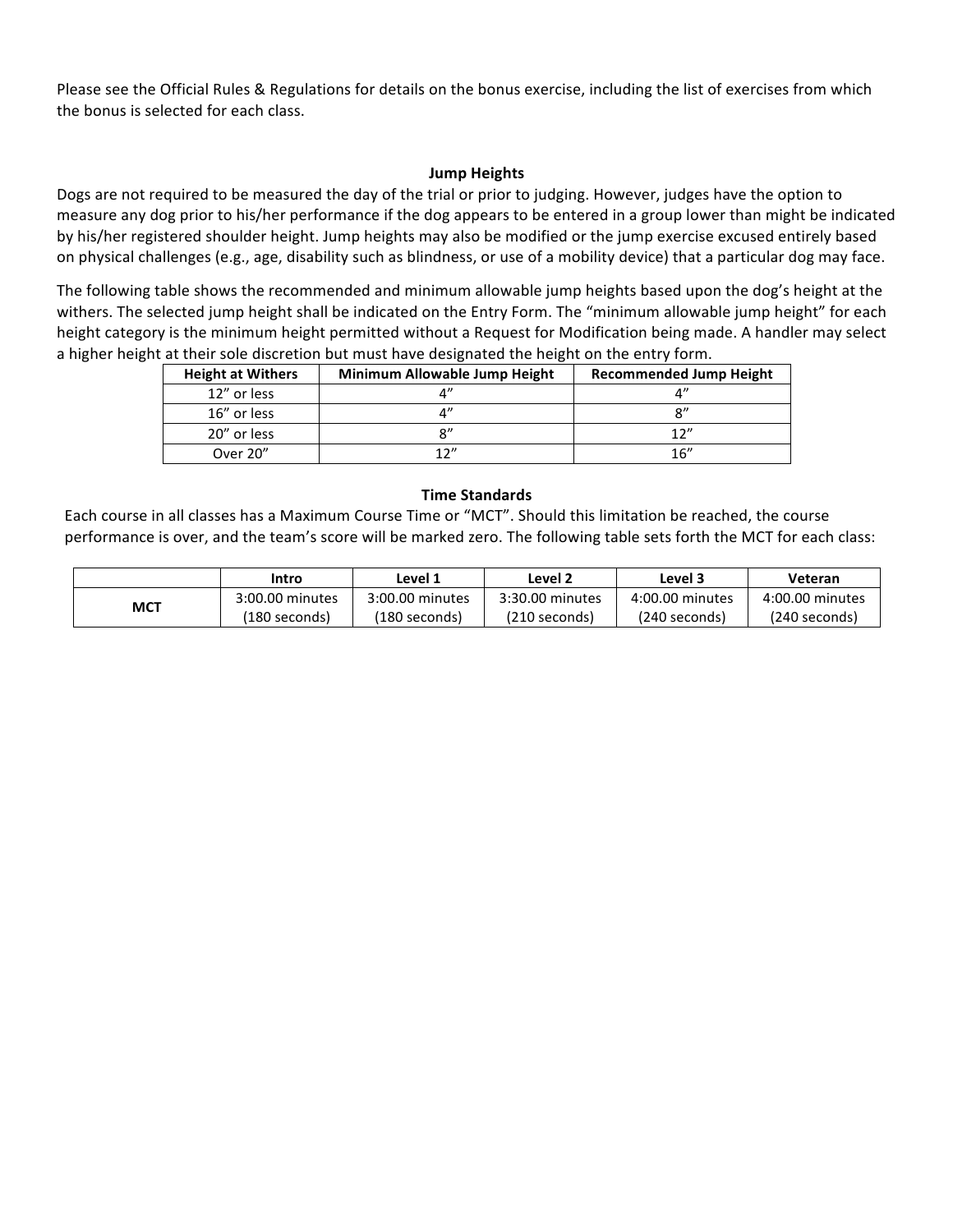Please see the Official Rules & Regulations for details on the bonus exercise, including the list of exercises from which the bonus is selected for each class.

## Jump Heights

Dogs are not required to be measured the day of the trial or prior to judging. However, judges have the option to measure any dog prior to his/her performance if the dog appears to be entered in a group lower than might be indicated by his/her registered shoulder height. Jump heights may also be modified or the jump exercise excused entirely based on physical challenges (e.g., age, disability such as blindness, or use of a mobility device) that a particular dog may face.

The following table shows the recommended and minimum allowable jump heights based upon the dog's height at the withers. The selected jump height shall be indicated on the Entry Form. The "minimum allowable jump height" for each height category is the minimum height permitted without a Request for Modification being made. A handler may select a higher height at their sole discretion but must have designated the height on the entry form.

| Height at Withers | Minimum Allowable Jump Height | Recommended Jump Height |
|---|---|---|
| 12" or less | 4" | 4" |
| 16" or less | 4" | 8" |
| 20" or less | 8" | 12" |
| Over 20" | 12" | 16" |

## Time Standards

Each course in all classes has a Maximum Course Time or "MCT". Should this limitation be reached, the course performance is over, and the team's score will be marked zero. The following table sets forth the MCT for each class:

| | Intro | Level 1 | Level 2 | Level 3 | Veteran |
|---|---|---|---|---|---|
| **MCT** | 3:00.00 minutes (180 seconds) | 3:00.00 minutes (180 seconds) | 3:30.00 minutes (210 seconds) | 4:00.00 minutes (240 seconds) | 4:00.00 minutes (240 seconds) |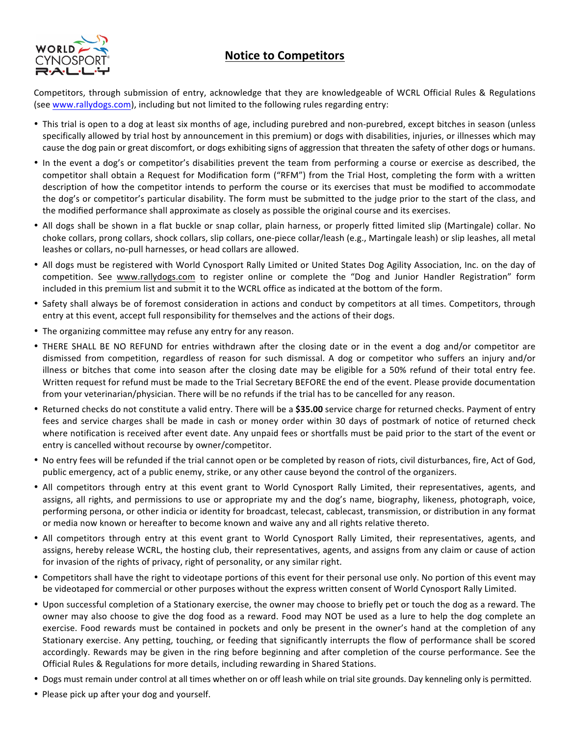# Notice to Competitors

Competitors, through submission of entry, acknowledge that they are knowledgeable of WCRL Official Rules & Regulations (see www.rallydogs.com), including but not limited to the following rules regarding entry:

- This trial is open to a dog at least six months of age, including purebred and non-purebred, except bitches in season (unless specifically allowed by trial host by announcement in this premium) or dogs with disabilities, injuries, or illnesses which may cause the dog pain or great discomfort, or dogs exhibiting signs of aggression that threaten the safety of other dogs or humans.
- In the event a dog's or competitor's disabilities prevent the team from performing a course or exercise as described, the competitor shall obtain a Request for Modification form ("RFM") from the Trial Host, completing the form with a written description of how the competitor intends to perform the course or its exercises that must be modified to accommodate the dog's or competitor's particular disability. The form must be submitted to the judge prior to the start of the class, and the modified performance shall approximate as closely as possible the original course and its exercises.
- All dogs shall be shown in a flat buckle or snap collar, plain harness, or properly fitted limited slip (Martingale) collar. No choke collars, prong collars, shock collars, slip collars, one-piece collar/leash (e.g., Martingale leash) or slip leashes, all metal leashes or collars, no-pull harnesses, or head collars are allowed.
- All dogs must be registered with World Cynosport Rally Limited or United States Dog Agility Association, Inc. on the day of competition. See www.rallydogs.com to register online or complete the "Dog and Junior Handler Registration" form included in this premium list and submit it to the WCRL office as indicated at the bottom of the form.
- Safety shall always be of foremost consideration in actions and conduct by competitors at all times. Competitors, through entry at this event, accept full responsibility for themselves and the actions of their dogs.
- The organizing committee may refuse any entry for any reason.
- THERE SHALL BE NO REFUND for entries withdrawn after the closing date or in the event a dog and/or competitor are dismissed from competition, regardless of reason for such dismissal. A dog or competitor who suffers an injury and/or illness or bitches that come into season after the closing date may be eligible for a 50% refund of their total entry fee. Written request for refund must be made to the Trial Secretary BEFORE the end of the event. Please provide documentation from your veterinarian/physician. There will be no refunds if the trial has to be cancelled for any reason.
- Returned checks do not constitute a valid entry. There will be a **$35.00** service charge for returned checks. Payment of entry fees and service charges shall be made in cash or money order within 30 days of postmark of notice of returned check where notification is received after event date. Any unpaid fees or shortfalls must be paid prior to the start of the event or entry is cancelled without recourse by owner/competitor.
- No entry fees will be refunded if the trial cannot open or be completed by reason of riots, civil disturbances, fire, Act of God, public emergency, act of a public enemy, strike, or any other cause beyond the control of the organizers.
- All competitors through entry at this event grant to World Cynosport Rally Limited, their representatives, agents, and assigns, all rights, and permissions to use or appropriate my and the dog's name, biography, likeness, photograph, voice, performing persona, or other indicia or identity for broadcast, telecast, cablecast, transmission, or distribution in any format or media now known or hereafter to become known and waive any and all rights relative thereto.
- All competitors through entry at this event grant to World Cynosport Rally Limited, their representatives, agents, and assigns, hereby release WCRL, the hosting club, their representatives, agents, and assigns from any claim or cause of action for invasion of the rights of privacy, right of personality, or any similar right.
- Competitors shall have the right to videotape portions of this event for their personal use only. No portion of this event may be videotaped for commercial or other purposes without the express written consent of World Cynosport Rally Limited.
- Upon successful completion of a Stationary exercise, the owner may choose to briefly pet or touch the dog as a reward. The owner may also choose to give the dog food as a reward. Food may NOT be used as a lure to help the dog complete an exercise. Food rewards must be contained in pockets and only be present in the owner's hand at the completion of any Stationary exercise. Any petting, touching, or feeding that significantly interrupts the flow of performance shall be scored accordingly. Rewards may be given in the ring before beginning and after completion of the course performance. See the Official Rules & Regulations for more details, including rewarding in Shared Stations.
- Dogs must remain under control at all times whether on or off leash while on trial site grounds. Day kenneling only is permitted.
- Please pick up after your dog and yourself.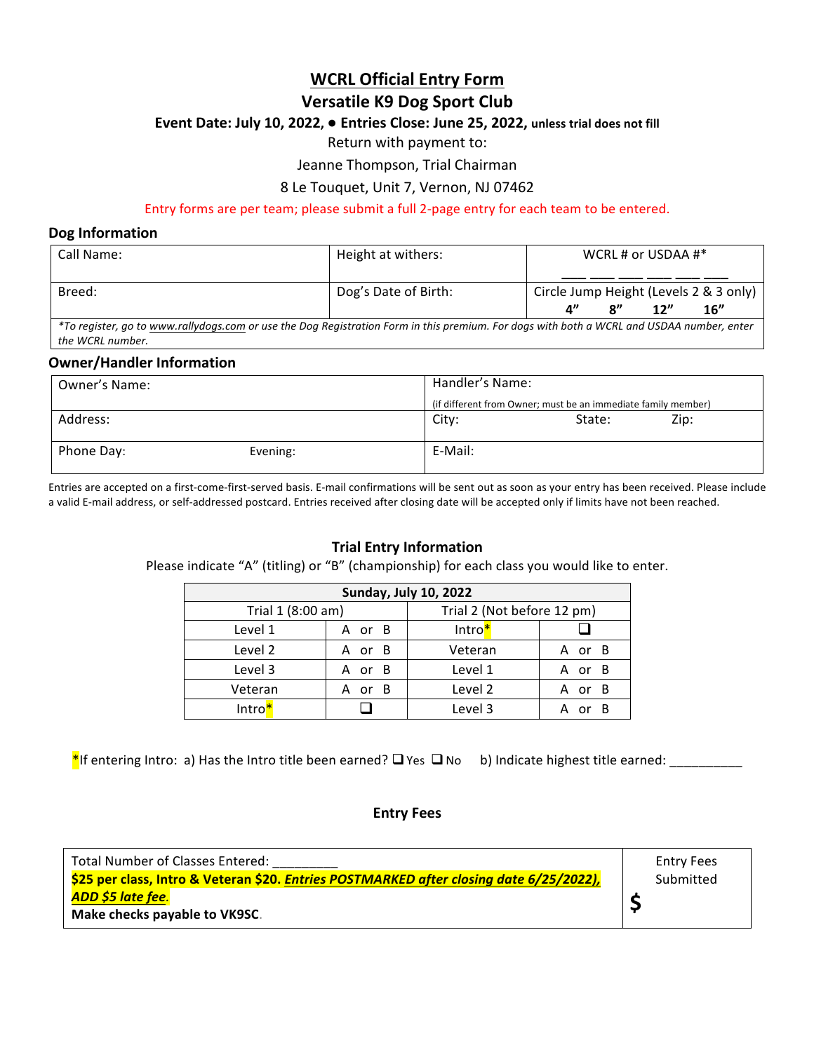# WCRL Official Entry Form

## Versatile K9 Dog Sport Club

**Event Date: July 10, 2022, ● Entries Close: June 25, 2022, unless trial does not fill**

Return with payment to:

Jeanne Thompson, Trial Chairman

8 Le Touquet, Unit 7, Vernon, NJ 07462

Entry forms are per team; please submit a full 2-page entry for each team to be entered.

### Dog Information

| Call Name: | Height at withers: | WCRL # or USDAA #* ___ ___ ___ ___ ___ ___ |
|---|---|---|
| Breed: | Dog's Date of Birth: | Circle Jump Height (Levels 2 & 3 only) **4" 8" 12" 16"** |

*\*To register, go to www.rallydogs.com or use the Dog Registration Form in this premium. For dogs with both a WCRL and USDAA number, enter the WCRL number.*

### Owner/Handler Information

| Owner's Name: | Handler's Name: (if different from Owner; must be an immediate family member) |
|---|---|
| Address: | City: State: Zip: |
| Phone Day: Evening: | E-Mail: |

Entries are accepted on a first-come-first-served basis. E-mail confirmations will be sent out as soon as your entry has been received. Please include a valid E-mail address, or self-addressed postcard. Entries received after closing date will be accepted only if limits have not been reached.

### Trial Entry Information

Please indicate "A" (titling) or "B" (championship) for each class you would like to enter.

| **Sunday, July 10, 2022** | | | |
|---|---|---|---|
| Trial 1 (8:00 am) | | Trial 2 (Not before 12 pm) | |
| Level 1 | A or B | Intro* | ❑ |
| Level 2 | A or B | Veteran | A or B |
| Level 3 | A or B | Level 1 | A or B |
| Veteran | A or B | Level 2 | A or B |
| Intro* | ❑ | Level 3 | A or B |

*If entering Intro: a) Has the Intro title been earned? ❑ Yes ❑ No b) Indicate highest title earned: __________

### Entry Fees

| Total Number of Classes Entered: _________ **$25 per class, Intro & Veteran $20. *Entries POSTMARKED after closing date 6/25/2022), ADD $5 late fee*.** **Make checks payable to VK9SC**. | Entry Fees Submitted **$** |
|---|---|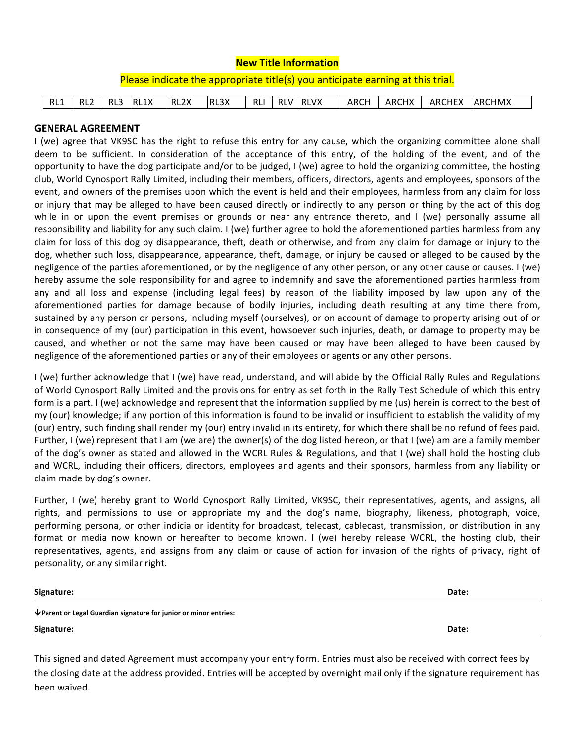**New Title Information**

Please indicate the appropriate title(s) you anticipate earning at this trial.

| RL1 | RL2 | RL3 | RL1X | RL2X | RL3X | RLI | RLV | RLVX | ARCH | ARCHX | ARCHEX | ARCHMX |
|---|---|---|---|---|---|---|---|---|---|---|---|---|

## GENERAL AGREEMENT

I (we) agree that VK9SC has the right to refuse this entry for any cause, which the organizing committee alone shall deem to be sufficient. In consideration of the acceptance of this entry, of the holding of the event, and of the opportunity to have the dog participate and/or to be judged, I (we) agree to hold the organizing committee, the hosting club, World Cynosport Rally Limited, including their members, officers, directors, agents and employees, sponsors of the event, and owners of the premises upon which the event is held and their employees, harmless from any claim for loss or injury that may be alleged to have been caused directly or indirectly to any person or thing by the act of this dog while in or upon the event premises or grounds or near any entrance thereto, and I (we) personally assume all responsibility and liability for any such claim. I (we) further agree to hold the aforementioned parties harmless from any claim for loss of this dog by disappearance, theft, death or otherwise, and from any claim for damage or injury to the dog, whether such loss, disappearance, appearance, theft, damage, or injury be caused or alleged to be caused by the negligence of the parties aforementioned, or by the negligence of any other person, or any other cause or causes. I (we) hereby assume the sole responsibility for and agree to indemnify and save the aforementioned parties harmless from any and all loss and expense (including legal fees) by reason of the liability imposed by law upon any of the aforementioned parties for damage because of bodily injuries, including death resulting at any time there from, sustained by any person or persons, including myself (ourselves), or on account of damage to property arising out of or in consequence of my (our) participation in this event, howsoever such injuries, death, or damage to property may be caused, and whether or not the same may have been caused or may have been alleged to have been caused by negligence of the aforementioned parties or any of their employees or agents or any other persons.

I (we) further acknowledge that I (we) have read, understand, and will abide by the Official Rally Rules and Regulations of World Cynosport Rally Limited and the provisions for entry as set forth in the Rally Test Schedule of which this entry form is a part. I (we) acknowledge and represent that the information supplied by me (us) herein is correct to the best of my (our) knowledge; if any portion of this information is found to be invalid or insufficient to establish the validity of my (our) entry, such finding shall render my (our) entry invalid in its entirety, for which there shall be no refund of fees paid. Further, I (we) represent that I am (we are) the owner(s) of the dog listed hereon, or that I (we) am are a family member of the dog's owner as stated and allowed in the WCRL Rules & Regulations, and that I (we) shall hold the hosting club and WCRL, including their officers, directors, employees and agents and their sponsors, harmless from any liability or claim made by dog's owner.

Further, I (we) hereby grant to World Cynosport Rally Limited, VK9SC, their representatives, agents, and assigns, all rights, and permissions to use or appropriate my and the dog's name, biography, likeness, photograph, voice, performing persona, or other indicia or identity for broadcast, telecast, cablecast, transmission, or distribution in any format or media now known or hereafter to become known. I (we) hereby release WCRL, the hosting club, their representatives, agents, and assigns from any claim or cause of action for invasion of the rights of privacy, right of personality, or any similar right.

**Signature:** ______________________________ **Date:** __________

**↓Parent or Legal Guardian signature for junior or minor entries:**

**Signature:** ______________________________ **Date:** __________

This signed and dated Agreement must accompany your entry form. Entries must also be received with correct fees by the closing date at the address provided. Entries will be accepted by overnight mail only if the signature requirement has been waived.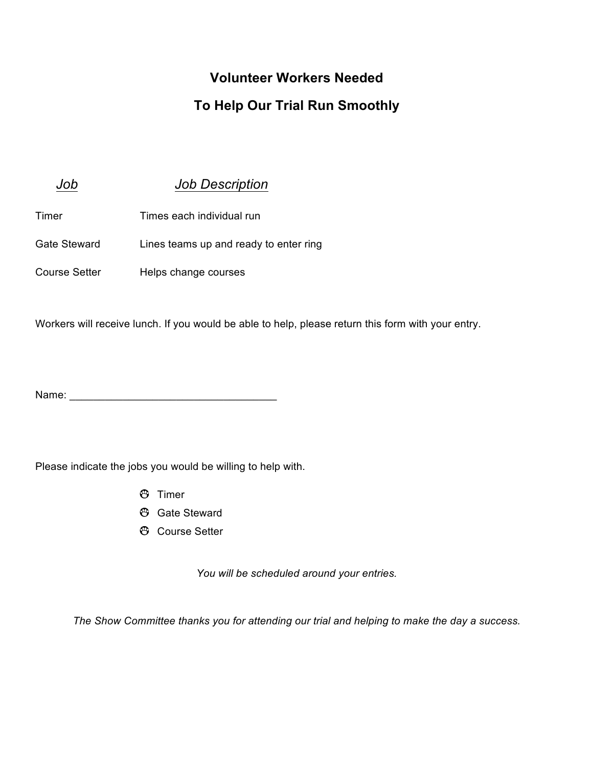## Volunteer Workers Needed

## To Help Our Trial Run Smoothly

| *Job* | *Job Description* |
| --- | --- |
| Timer | Times each individual run |
| Gate Steward | Lines teams up and ready to enter ring |
| Course Setter | Helps change courses |

Workers will receive lunch. If you would be able to help, please return this form with your entry.

Name: ___________________________________

Please indicate the jobs you would be willing to help with.

- Timer
- Gate Steward
- Course Setter

*You will be scheduled around your entries.*

*The Show Committee thanks you for attending our trial and helping to make the day a success.*